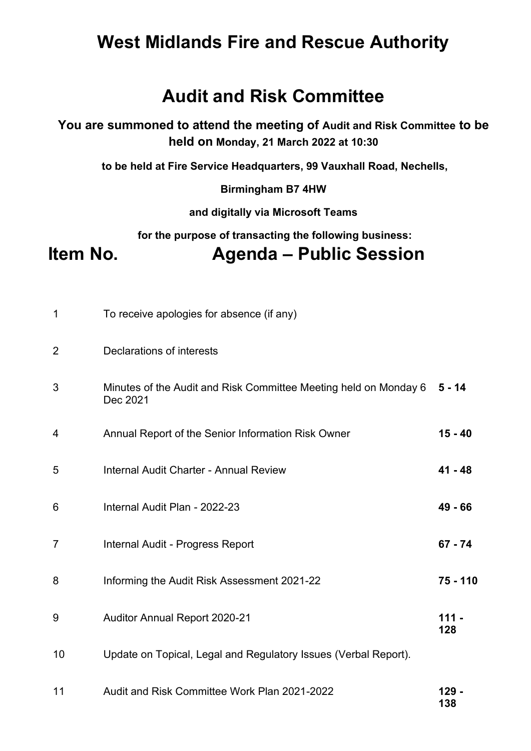# West Midlands Fire and Rescue Authority

# Audit and Risk Committee

**You are summoned to attend the meeting of Audit and Risk Committee to be held on Monday, 21 March 2022 at 10:30**

**to be held at Fire Service Headquarters, 99 Vauxhall Road, Nechells,**

**Birmingham B7 4HW**

**and digitally via Microsoft Teams**

**for the purpose of transacting the following business:**

## Item No. Agenda – Public Session

| Item No. | Agenda – Public Session | Pages |
|---|---|---|
| 1 | To receive apologies for absence (if any) | |
| 2 | Declarations of interests | |
| 3 | Minutes of the Audit and Risk Committee Meeting held on Monday 6 Dec 2021 | **5 - 14** |
| 4 | Annual Report of the Senior Information Risk Owner | **15 - 40** |
| 5 | Internal Audit Charter - Annual Review | **41 - 48** |
| 6 | Internal Audit Plan - 2022-23 | **49 - 66** |
| 7 | Internal Audit - Progress Report | **67 - 74** |
| 8 | Informing the Audit Risk Assessment 2021-22 | **75 - 110** |
| 9 | Auditor Annual Report 2020-21 | **111 - 128** |
| 10 | Update on Topical, Legal and Regulatory Issues (Verbal Report). | |
| 11 | Audit and Risk Committee Work Plan 2021-2022 | **129 - 138** |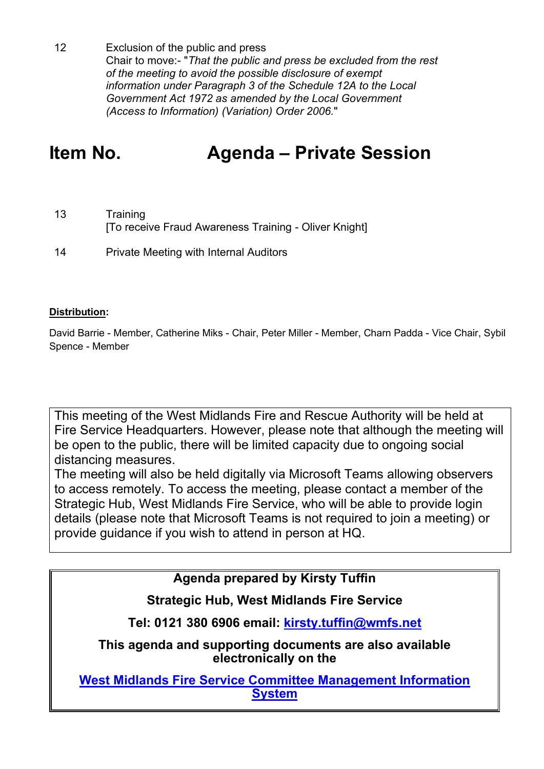12 Exclusion of the public and press
Chair to move:- "*That the public and press be excluded from the rest of the meeting to avoid the possible disclosure of exempt information under Paragraph 3 of the Schedule 12A to the Local Government Act 1972 as amended by the Local Government (Access to Information) (Variation) Order 2006.*"

# Item No. Agenda – Private Session

13 Training
[To receive Fraud Awareness Training - Oliver Knight]

14 Private Meeting with Internal Auditors

**Distribution:**

David Barrie - Member, Catherine Miks - Chair, Peter Miller - Member, Charn Padda - Vice Chair, Sybil Spence - Member

This meeting of the West Midlands Fire and Rescue Authority will be held at Fire Service Headquarters. However, please note that although the meeting will be open to the public, there will be limited capacity due to ongoing social distancing measures.
The meeting will also be held digitally via Microsoft Teams allowing observers to access remotely. To access the meeting, please contact a member of the Strategic Hub, West Midlands Fire Service, who will be able to provide login details (please note that Microsoft Teams is not required to join a meeting) or provide guidance if you wish to attend in person at HQ.

**Agenda prepared by Kirsty Tuffin**

**Strategic Hub, West Midlands Fire Service**

**Tel: 0121 380 6906 email: kirsty.tuffin@wmfs.net**

**This agenda and supporting documents are also available electronically on the**

**West Midlands Fire Service Committee Management Information System**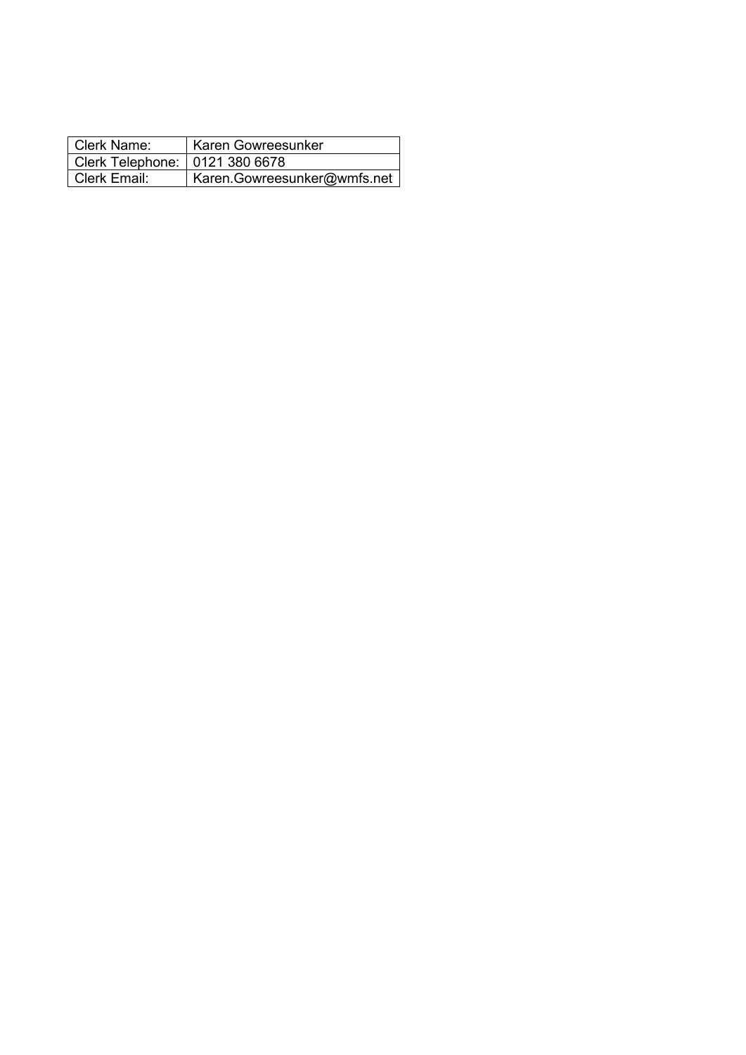| | |
|---|---|
| Clerk Name: | Karen Gowreesunker |
| Clerk Telephone: | 0121 380 6678 |
| Clerk Email: | Karen.Gowreesunker@wmfs.net |